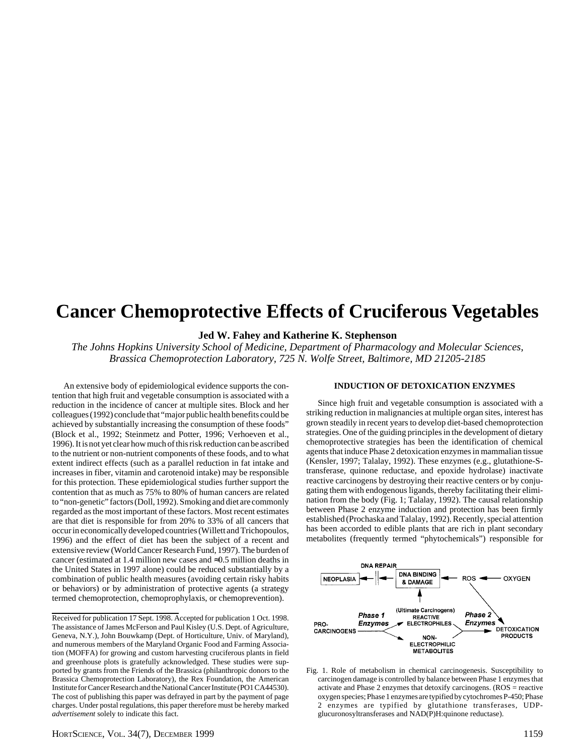# Cancer Chemoprotective Effects of Cruciferous Vegetables

**Jed W. Fahey and Katherine K. Stephenson**

*The Johns Hopkins University School of Medicine, Department of Pharmacology and Molecular Sciences, Brassica Chemoprotection Laboratory, 725 N. Wolfe Street, Baltimore, MD 21205-2185*

An extensive body of epidemiological evidence supports the contention that high fruit and vegetable consumption is associated with a reduction in the incidence of cancer at multiple sites. Block and her colleagues (1992) conclude that "major public health benefits could be achieved by substantially increasing the consumption of these foods" (Block et al., 1992; Steinmetz and Potter, 1996; Verhoeven et al., 1996). It is not yet clear how much of this risk reduction can be ascribed to the nutrient or non-nutrient components of these foods, and to what extent indirect effects (such as a parallel reduction in fat intake and increases in fiber, vitamin and carotenoid intake) may be responsible for this protection. These epidemiological studies further support the contention that as much as 75% to 80% of human cancers are related to "non-genetic" factors (Doll, 1992). Smoking and diet are commonly regarded as the most important of these factors. Most recent estimates are that diet is responsible for from 20% to 33% of all cancers that occur in economically developed countries (Willett and Trichopoulos, 1996) and the effect of diet has been the subject of a recent and extensive review (World Cancer Research Fund, 1997). The burden of cancer (estimated at 1.4 million new cases and ≈0.5 million deaths in the United States in 1997 alone) could be reduced substantially by a combination of public health measures (avoiding certain risky habits or behaviors) or by administration of protective agents (a strategy termed chemoprotection, chemoprophylaxis, or chemoprevention).

Received for publication 17 Sept. 1998. Accepted for publication 1 Oct. 1998. The assistance of James McFerson and Paul Kisley (U.S. Dept. of Agriculture, Geneva, N.Y.), John Bouwkamp (Dept. of Horticulture, Univ. of Maryland), and numerous members of the Maryland Organic Food and Farming Association (MOFFA) for growing and custom harvesting cruciferous plants in field and greenhouse plots is gratefully acknowledged. These studies were supported by grants from the Friends of the Brassica (philanthropic donors to the Brassica Chemoprotection Laboratory), the Rex Foundation, the American Institute for Cancer Research and the National Cancer Institute (PO1 CA44530). The cost of publishing this paper was defrayed in part by the payment of page charges. Under postal regulations, this paper therefore must be hereby marked *advertisement* solely to indicate this fact.

## INDUCTION OF DETOXICATION ENZYMES

Since high fruit and vegetable consumption is associated with a striking reduction in malignancies at multiple organ sites, interest has grown steadily in recent years to develop diet-based chemoprotection strategies. One of the guiding principles in the development of dietary chemoprotective strategies has been the identification of chemical agents that induce Phase 2 detoxication enzymes in mammalian tissue (Kensler, 1997; Talalay, 1992). These enzymes (e.g., glutathione-S-transferase, quinone reductase, and epoxide hydrolase) inactivate reactive carcinogens by destroying their reactive centers or by conjugating them with endogenous ligands, thereby facilitating their elimination from the body (Fig. 1; Talalay, 1992). The causal relationship between Phase 2 enzyme induction and protection has been firmly established (Prochaska and Talalay, 1992). Recently, special attention has been accorded to edible plants that are rich in plant secondary metabolites (frequently termed "phytochemicals") responsible for

Fig. 1. Role of metabolism in chemical carcinogenesis. Susceptibility to carcinogen damage is controlled by balance between Phase 1 enzymes that activate and Phase 2 enzymes that detoxify carcinogens. (ROS = reactive oxygen species; Phase 1 enzymes are typified by cytochromes P-450; Phase 2 enzymes are typified by glutathione transferases, UDP-glucuronosyltransferases and NAD(P)H:quinone reductase).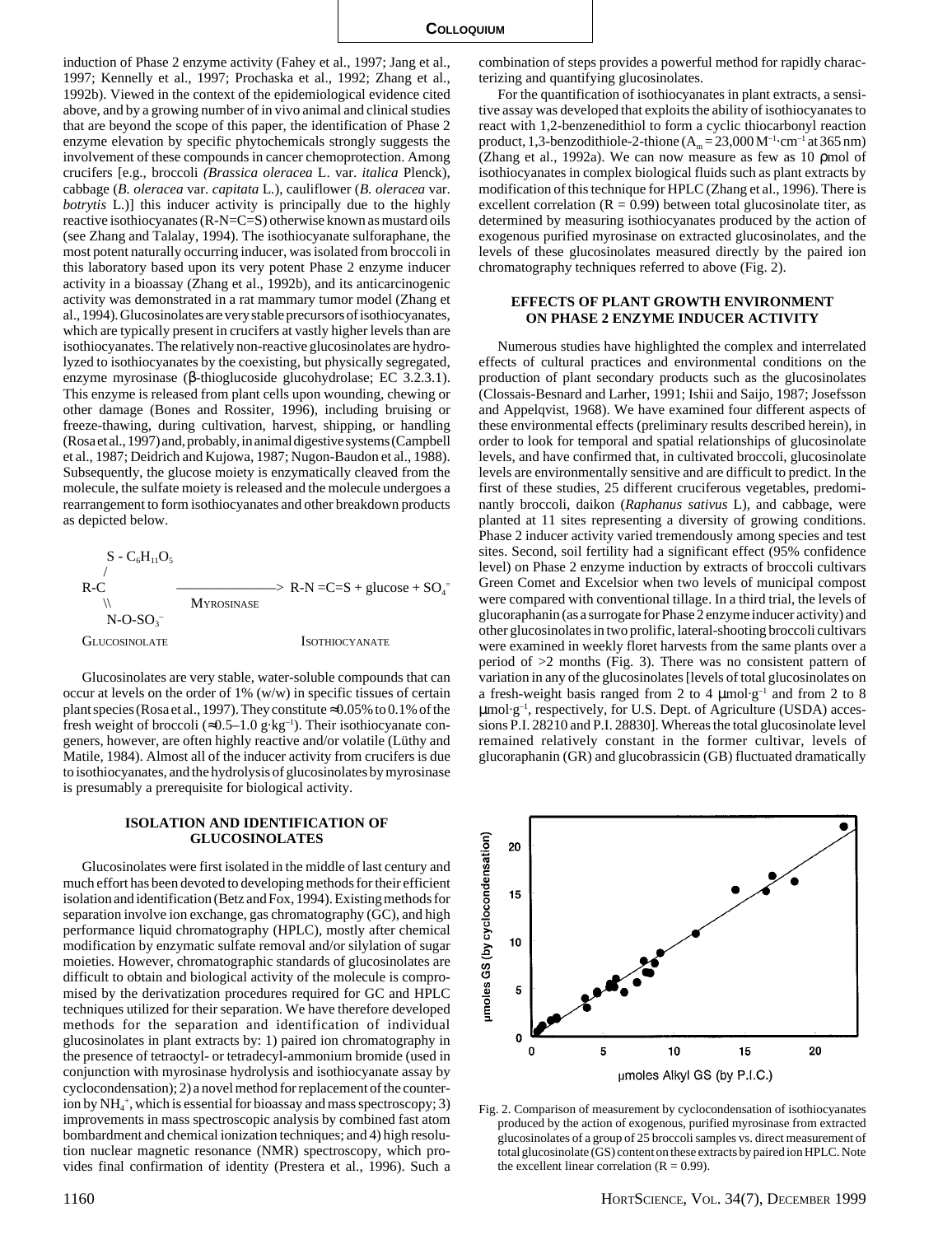induction of Phase 2 enzyme activity (Fahey et al., 1997; Jang et al., 1997; Kennelly et al., 1997; Prochaska et al., 1992; Zhang et al., 1992b). Viewed in the context of the epidemiological evidence cited above, and by a growing number of in vivo animal and clinical studies that are beyond the scope of this paper, the identification of Phase 2 enzyme elevation by specific phytochemicals strongly suggests the involvement of these compounds in cancer chemoprotection. Among crucifers [e.g., broccoli (*Brassica oleracea* L. var. *italica* Plenck), cabbage (*B. oleracea* var. *capitata* L.), cauliflower (*B. oleracea* var. *botrytis* L.)] this inducer activity is principally due to the highly reactive isothiocyanates (R-N=C=S) otherwise known as mustard oils (see Zhang and Talalay, 1994). The isothiocyanate sulforaphane, the most potent naturally occurring inducer, was isolated from broccoli in this laboratory based upon its very potent Phase 2 enzyme inducer activity in a bioassay (Zhang et al., 1992b), and its anticarcinogenic activity was demonstrated in a rat mammary tumor model (Zhang et al., 1994). Glucosinolates are very stable precursors of isothiocyanates, which are typically present in crucifers at vastly higher levels than are isothiocyanates. The relatively non-reactive glucosinolates are hydrolyzed to isothiocyanates by the coexisting, but physically segregated, enzyme myrosinase (β-thioglucoside glucohydrolase; EC 3.2.3.1). This enzyme is released from plant cells upon wounding, chewing or other damage (Bones and Rossiter, 1996), including bruising or freeze-thawing, during cultivation, harvest, shipping, or handling (Rosa et al., 1997) and, probably, in animal digestive systems (Campbell et al., 1987; Deidrich and Kujowa, 1987; Nugon-Baudon et al., 1988). Subsequently, the glucose moiety is enzymatically cleaved from the molecule, the sulfate moiety is released and the molecule undergoes a rearrangement to form isothiocyanates and other breakdown products as depicted below.

$$\text{R-C}\begin{matrix}\diagup \text{S - C}_6\text{H}_{11}\text{O}_5 \\ \diagdown\diagdown \text{N-O-SO}_3^-\end{matrix} \xrightarrow{\text{Myrosinase}} \text{R-N=C=S} + \text{glucose} + \text{SO}_4^=$$

GLUCOSINOLATE → ISOTHIOCYANATE

Glucosinolates are very stable, water-soluble compounds that can occur at levels on the order of 1% (w/w) in specific tissues of certain plant species (Rosa et al., 1997). They constitute ≈0.05% to 0.1% of the fresh weight of broccoli (≈0.5–1.0 $g \cdot kg^{-1}$). Their isothiocyanate congeners, however, are often highly reactive and/or volatile (Lüthy and Matile, 1984). Almost all of the inducer activity from crucifers is due to isothiocyanates, and the hydrolysis of glucosinolates by myrosinase is presumably a prerequisite for biological activity.

## ISOLATION AND IDENTIFICATION OF GLUCOSINOLATES

Glucosinolates were first isolated in the middle of last century and much effort has been devoted to developing methods for their efficient isolation and identification (Betz and Fox, 1994). Existing methods for separation involve ion exchange, gas chromatography (GC), and high performance liquid chromatography (HPLC), mostly after chemical modification by enzymatic sulfate removal and/or silylation of sugar moieties. However, chromatographic standards of glucosinolates are difficult to obtain and biological activity of the molecule is compromised by the derivatization procedures required for GC and HPLC techniques utilized for their separation. We have therefore developed methods for the separation and identification of individual glucosinolates in plant extracts by: 1) paired ion chromatography in the presence of tetraoctyl- or tetradecyl-ammonium bromide (used in conjunction with myrosinase hydrolysis and isothiocyanate assay by cyclocondensation); 2) a novel method for replacement of the counter-ion by $NH_4^+$, which is essential for bioassay and mass spectroscopy; 3) improvements in mass spectroscopic analysis by combined fast atom bombardment and chemical ionization techniques; and 4) high resolution nuclear magnetic resonance (NMR) spectroscopy, which provides final confirmation of identity (Prestera et al., 1996). Such a combination of steps provides a powerful method for rapidly characterizing and quantifying glucosinolates.

For the quantification of isothiocyanates in plant extracts, a sensitive assay was developed that exploits the ability of isothiocyanates to react with 1,2-benzenedithiol to form a cyclic thiocarbonyl reaction product, 1,3-benzodithiole-2-thione ($A_m = 23{,}000\ M^{-1} \cdot cm^{-1}$ at 365 nm) (Zhang et al., 1992a). We can now measure as few as 10 ρmol of isothiocyanates in complex biological fluids such as plant extracts by modification of this technique for HPLC (Zhang et al., 1996). There is excellent correlation ($R = 0.99$) between total glucosinolate titer, as determined by measuring isothiocyanates produced by the action of exogenous purified myrosinase on extracted glucosinolates, and the levels of these glucosinolates measured directly by the paired ion chromatography techniques referred to above (Fig. 2).

## EFFECTS OF PLANT GROWTH ENVIRONMENT ON PHASE 2 ENZYME INDUCER ACTIVITY

Numerous studies have highlighted the complex and interrelated effects of cultural practices and environmental conditions on the production of plant secondary products such as the glucosinolates (Clossais-Besnard and Larher, 1991; Ishii and Saijo, 1987; Josefsson and Appelqvist, 1968). We have examined four different aspects of these environmental effects (preliminary results described herein), in order to look for temporal and spatial relationships of glucosinolate levels, and have confirmed that, in cultivated broccoli, glucosinolate levels are environmentally sensitive and are difficult to predict. In the first of these studies, 25 different cruciferous vegetables, predominantly broccoli, daikon (*Raphanus sativus* L), and cabbage, were planted at 11 sites representing a diversity of growing conditions. Phase 2 inducer activity varied tremendously among species and test sites. Second, soil fertility had a significant effect (95% confidence level) on Phase 2 enzyme induction by extracts of broccoli cultivars Green Comet and Excelsior when two levels of municipal compost were compared with conventional tillage. In a third trial, the levels of glucoraphanin (as a surrogate for Phase 2 enzyme inducer activity) and other glucosinolates in two prolific, lateral-shooting broccoli cultivars were examined in weekly floret harvests from the same plants over a period of >2 months (Fig. 3). There was no consistent pattern of variation in any of the glucosinolates [levels of total glucosinolates on a fresh-weight basis ranged from 2 to 4 $\mu mol \cdot g^{-1}$ and from 2 to 8 $\mu mol \cdot g^{-1}$, respectively, for U.S. Dept. of Agriculture (USDA) accessions P.I. 28210 and P.I. 28830]. Whereas the total glucosinolate level remained relatively constant in the former cultivar, levels of glucoraphanin (GR) and glucobrassicin (GB) fluctuated dramatically

Fig. 2. Comparison of measurement by cyclocondensation of isothiocyanates produced by the action of exogenous, purified myrosinase from extracted glucosinolates of a group of 25 broccoli samples vs. direct measurement of total glucosinolate (GS) content on these extracts by paired ion HPLC. Note the excellent linear correlation ($R = 0.99$).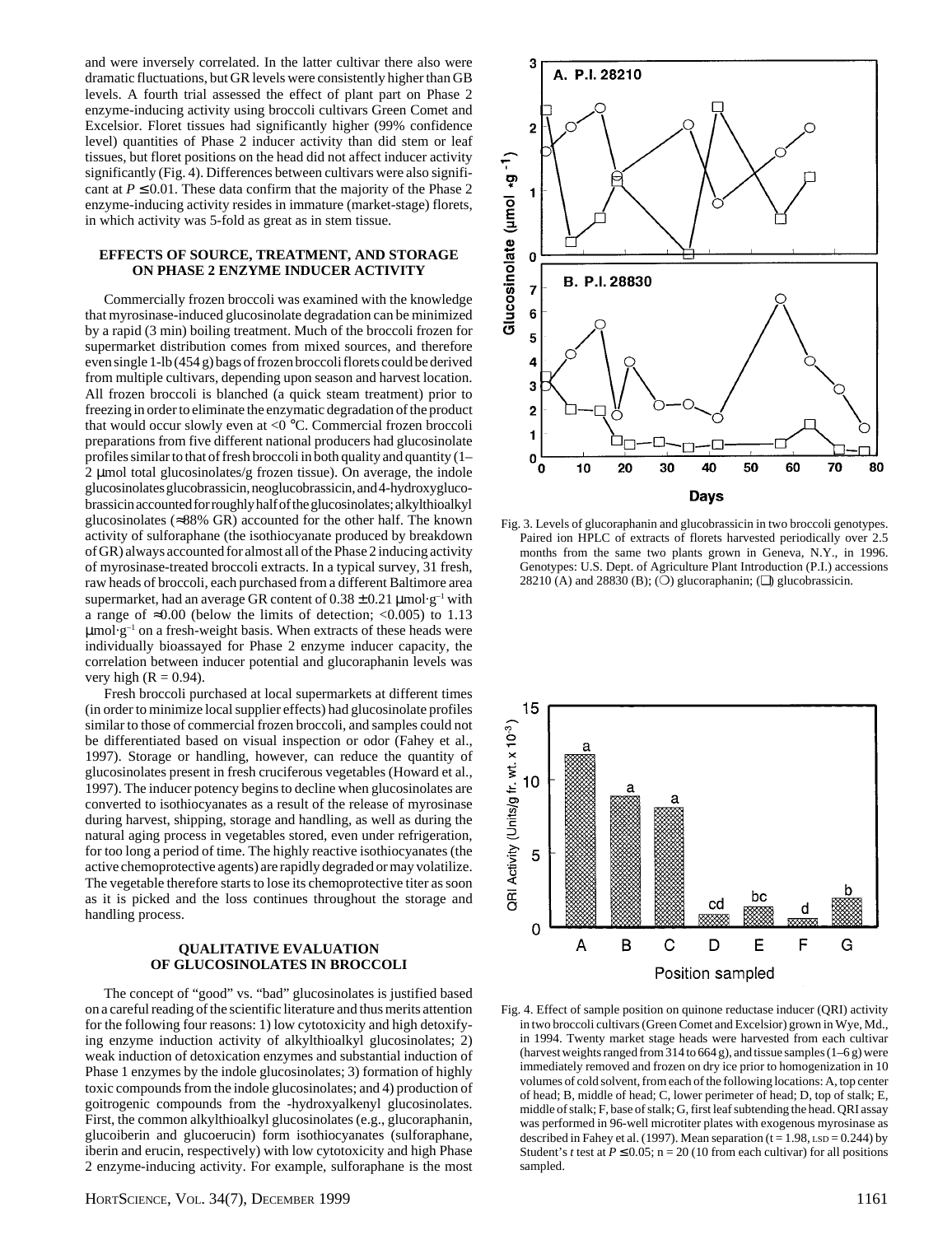and were inversely correlated. In the latter cultivar there also were dramatic fluctuations, but GR levels were consistently higher than GB levels. A fourth trial assessed the effect of plant part on Phase 2 enzyme-inducing activity using broccoli cultivars Green Comet and Excelsior. Floret tissues had significantly higher (99% confidence level) quantities of Phase 2 inducer activity than did stem or leaf tissues, but floret positions on the head did not affect inducer activity significantly (Fig. 4). Differences between cultivars were also significant at $P \leq 0.01$. These data confirm that the majority of the Phase 2 enzyme-inducing activity resides in immature (market-stage) florets, in which activity was 5-fold as great as in stem tissue.

## EFFECTS OF SOURCE, TREATMENT, AND STORAGE ON PHASE 2 ENZYME INDUCER ACTIVITY

Commercially frozen broccoli was examined with the knowledge that myrosinase-induced glucosinolate degradation can be minimized by a rapid (3 min) boiling treatment. Much of the broccoli frozen for supermarket distribution comes from mixed sources, and therefore even single 1-lb (454 g) bags of frozen broccoli florets could be derived from multiple cultivars, depending upon season and harvest location. All frozen broccoli is blanched (a quick steam treatment) prior to freezing in order to eliminate the enzymatic degradation of the product that would occur slowly even at <0 °C. Commercial frozen broccoli preparations from five different national producers had glucosinolate profiles similar to that of fresh broccoli in both quality and quantity (1–2 µmol total glucosinolates/g frozen tissue). On average, the indole glucosinolates glucobrassicin, neoglucobrassicin, and 4-hydroxyglucobrassicin accounted for roughly half of the glucosinolates; alkylthioalkyl glucosinolates (≈88% GR) accounted for the other half. The known activity of sulforaphane (the isothiocyanate produced by breakdown of GR) always accounted for almost all of the Phase 2 inducing activity of myrosinase-treated broccoli extracts. In a typical survey, 31 fresh, raw heads of broccoli, each purchased from a different Baltimore area supermarket, had an average GR content of 0.38 ± 0.21 $\mu mol \cdot g^{-1}$ with a range of ≈0.00 (below the limits of detection; <0.005) to 1.13 $\mu mol \cdot g^{-1}$ on a fresh-weight basis. When extracts of these heads were individually bioassayed for Phase 2 enzyme inducer capacity, the correlation between inducer potential and glucoraphanin levels was very high ($R = 0.94$).

Fresh broccoli purchased at local supermarkets at different times (in order to minimize local supplier effects) had glucosinolate profiles similar to those of commercial frozen broccoli, and samples could not be differentiated based on visual inspection or odor (Fahey et al., 1997). Storage or handling, however, can reduce the quantity of glucosinolates present in fresh cruciferous vegetables (Howard et al., 1997). The inducer potency begins to decline when glucosinolates are converted to isothiocyanates as a result of the release of myrosinase during harvest, shipping, storage and handling, as well as during the natural aging process in vegetables stored, even under refrigeration, for too long a period of time. The highly reactive isothiocyanates (the active chemoprotective agents) are rapidly degraded or may volatilize. The vegetable therefore starts to lose its chemoprotective titer as soon as it is picked and the loss continues throughout the storage and handling process.

## QUALITATIVE EVALUATION OF GLUCOSINOLATES IN BROCCOLI

The concept of "good" vs. "bad" glucosinolates is justified based on a careful reading of the scientific literature and thus merits attention for the following four reasons: 1) low cytotoxicity and high detoxifying enzyme induction activity of alkylthioalkyl glucosinolates; 2) weak induction of detoxication enzymes and substantial induction of Phase 1 enzymes by the indole glucosinolates; 3) formation of highly toxic compounds from the indole glucosinolates; and 4) production of goitrogenic compounds from the -hydroxyalkenyl glucosinolates. First, the common alkylthioalkyl glucosinolates (e.g., glucoraphanin, glucoiberin and glucoerucin) form isothiocyanates (sulforaphane, iberin and erucin, respectively) with low cytotoxicity and high Phase 2 enzyme-inducing activity. For example, sulforaphane is the most

Fig. 3. Levels of glucoraphanin and glucobrassicin in two broccoli genotypes. Paired ion HPLC of extracts of florets harvested periodically over 2.5 months from the same two plants grown in Geneva, N.Y., in 1996. Genotypes: U.S. Dept. of Agriculture Plant Introduction (P.I.) accessions 28210 (A) and 28830 (B); (○) glucoraphanin; (□) glucobrassicin.

Fig. 4. Effect of sample position on quinone reductase inducer (QRI) activity in two broccoli cultivars (Green Comet and Excelsior) grown in Wye, Md., in 1994. Twenty market stage heads were harvested from each cultivar (harvest weights ranged from 314 to 664 g), and tissue samples (1–6 g) were immediately removed and frozen on dry ice prior to homogenization in 10 volumes of cold solvent, from each of the following locations: A, top center of head; B, middle of head; C, lower perimeter of head; D, top of stalk; E, middle of stalk; F, base of stalk; G, first leaf subtending the head. QRI assay was performed in 96-well microtiter plates with exogenous myrosinase as described in Fahey et al. (1997). Mean separation ($t = 1.98$, LSD = 0.244) by Student's *t* test at $P \leq 0.05$; $n = 20$ (10 from each cultivar) for all positions sampled.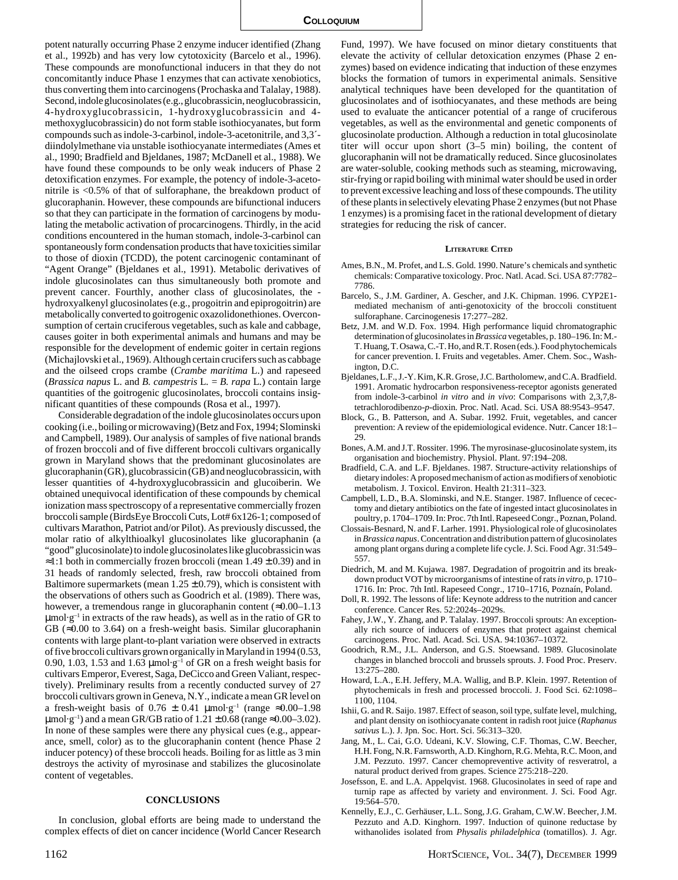potent naturally occurring Phase 2 enzyme inducer identified (Zhang et al., 1992b) and has very low cytotoxicity (Barcelo et al., 1996). These compounds are monofunctional inducers in that they do not concomitantly induce Phase 1 enzymes that can activate xenobiotics, thus converting them into carcinogens (Prochaska and Talalay, 1988). Second, indole glucosinolates (e.g., glucobrassicin, neoglucobrassicin, 4-hydroxyglucobrassicin, 1-hydroxyglucobrassicin and 4-methoxyglucobrassicin) do not form stable isothiocyanates, but form compounds such as indole-3-carbinol, indole-3-acetonitrile, and 3,3´-diindolylmethane via unstable isothiocyanate intermediates (Ames et al., 1990; Bradfield and Bjeldanes, 1987; McDanell et al., 1988). We have found these compounds to be only weak inducers of Phase 2 detoxification enzymes. For example, the potency of indole-3-acetonitrile is <0.5% of that of sulforaphane, the breakdown product of glucoraphanin. However, these compounds are bifunctional inducers so that they can participate in the formation of carcinogens by modulating the metabolic activation of procarcinogens. Thirdly, in the acid conditions encountered in the human stomach, indole-3-carbinol can spontaneously form condensation products that have toxicities similar to those of dioxin (TCDD), the potent carcinogenic contaminant of "Agent Orange" (Bjeldanes et al., 1991). Metabolic derivatives of indole glucosinolates can thus simultaneously both promote and prevent cancer. Fourthly, another class of glucosinolates, the -hydroxyalkenyl glucosinolates (e.g., progoitrin and epiprogoitrin) are metabolically converted to goitrogenic oxazolidonethiones. Overconsumption of certain cruciferous vegetables, such as kale and cabbage, causes goiter in both experimental animals and humans and may be responsible for the development of endemic goiter in certain regions (Michajlovski et al., 1969). Although certain crucifers such as cabbage and the oilseed crops crambe (*Crambe maritima* L.) and rapeseed (*Brassica napus* L. and *B. campestris* L. = *B. rapa* L.) contain large quantities of the goitrogenic glucosinolates, broccoli contains insignificant quantities of these compounds (Rosa et al., 1997).

Considerable degradation of the indole glucosinolates occurs upon cooking (i.e., boiling or microwaving) (Betz and Fox, 1994; Slominski and Campbell, 1989). Our analysis of samples of five national brands of frozen broccoli and of five different broccoli cultivars organically grown in Maryland shows that the predominant glucosinolates are glucoraphanin (GR), glucobrassicin (GB) and neoglucobrassicin, with lesser quantities of 4-hydroxyglucobrassicin and glucoiberin. We obtained unequivocal identification of these compounds by chemical ionization mass spectroscopy of a representative commercially frozen broccoli sample (BirdsEye Broccoli Cuts, Lot# 6x126-1; composed of cultivars Marathon, Patriot and/or Pilot). As previously discussed, the molar ratio of alkylthioalkyl glucosinolates like glucoraphanin (a "good" glucosinolate) to indole glucosinolates like glucobrassicin was ≈1:1 both in commercially frozen broccoli (mean 1.49 ± 0.39) and in 31 heads of randomly selected, fresh, raw broccoli obtained from Baltimore supermarkets (mean 1.25 ± 0.79), which is consistent with the observations of others such as Goodrich et al. (1989). There was, however, a tremendous range in glucoraphanin content (≈0.00–1.13 $\mu mol \cdot g^{-1}$ in extracts of the raw heads), as well as in the ratio of GR to GB (≈0.00 to 3.64) on a fresh-weight basis. Similar glucoraphanin contents with large plant-to-plant variation were observed in extracts of five broccoli cultivars grown organically in Maryland in 1994 (0.53, 0.90, 1.03, 1.53 and 1.63 $\mu mol \cdot g^{-1}$ of GR on a fresh weight basis for cultivars Emperor, Everest, Saga, DeCicco and Green Valiant, respectively). Preliminary results from a recently conducted survey of 27 broccoli cultivars grown in Geneva, N.Y., indicate a mean GR level on a fresh-weight basis of 0.76 ± 0.41 $\mu mol \cdot g^{-1}$ (range ≈0.00–1.98 $\mu mol \cdot g^{-1}$) and a mean GR/GB ratio of 1.21 ± 0.68 (range ≈0.00–3.02). In none of these samples were there any physical cues (e.g., appearance, smell, color) as to the glucoraphanin content (hence Phase 2 inducer potency) of these broccoli heads. Boiling for as little as 3 min destroys the activity of myrosinase and stabilizes the glucosinolate content of vegetables.

## CONCLUSIONS

In conclusion, global efforts are being made to understand the complex effects of diet on cancer incidence (World Cancer Research Fund, 1997). We have focused on minor dietary constituents that elevate the activity of cellular detoxication enzymes (Phase 2 enzymes) based on evidence indicating that induction of these enzymes blocks the formation of tumors in experimental animals. Sensitive analytical techniques have been developed for the quantitation of glucosinolates and of isothiocyanates, and these methods are being used to evaluate the anticancer potential of a range of cruciferous vegetables, as well as the environmental and genetic components of glucosinolate production. Although a reduction in total glucosinolate titer will occur upon short (3–5 min) boiling, the content of glucoraphanin will not be dramatically reduced. Since glucosinolates are water-soluble, cooking methods such as steaming, microwaving, stir-frying or rapid boiling with minimal water should be used in order to prevent excessive leaching and loss of these compounds. The utility of these plants in selectively elevating Phase 2 enzymes (but not Phase 1 enzymes) is a promising facet in the rational development of dietary strategies for reducing the risk of cancer.

## LITERATURE CITED

Ames, B.N., M. Profet, and L.S. Gold. 1990. Nature's chemicals and synthetic chemicals: Comparative toxicology. Proc. Natl. Acad. Sci. USA 87:7782–7786.

Barcelo, S., J.M. Gardiner, A. Gescher, and J.K. Chipman. 1996. CYP2E1-mediated mechanism of anti-genotoxicity of the broccoli constituent sulforaphane. Carcinogenesis 17:277–282.

Betz, J.M. and W.D. Fox. 1994. High performance liquid chromatographic determination of glucosinolates in *Brassica* vegetables, p. 180–196. In: M.-T. Huang, T. Osawa, C.-T. Ho, and R.T. Rosen (eds.). Food phytochemicals for cancer prevention. I. Fruits and vegetables. Amer. Chem. Soc., Washington, D.C.

Bjeldanes, L.F., J.-Y. Kim, K.R. Grose, J.C. Bartholomew, and C.A. Bradfield. 1991. Aromatic hydrocarbon responsiveness-receptor agonists generated from indole-3-carbinol *in vitro* and *in vivo*: Comparisons with 2,3,7,8-tetrachlorodibenzo-*p*-dioxin. Proc. Natl. Acad. Sci. USA 88:9543–9547.

Block, G., B. Patterson, and A. Subar. 1992. Fruit, vegetables, and cancer prevention: A review of the epidemiological evidence. Nutr. Cancer 18:1–29.

Bones, A.M. and J.T. Rossiter. 1996. The myrosinase-glucosinolate system, its organisation and biochemistry. Physiol. Plant. 97:194–208.

Bradfield, C.A. and L.F. Bjeldanes. 1987. Structure-activity relationships of dietary indoles: A proposed mechanism of action as modifiers of xenobiotic metabolism. J. Toxicol. Environ. Health 21:311–323.

Campbell, L.D., B.A. Slominski, and N.E. Stanger. 1987. Influence of cecectomy and dietary antibiotics on the fate of ingested intact glucosinolates in poultry, p. 1704–1709. In: Proc. 7th Intl. Rapeseed Congr., Poznan, Poland.

Clossais-Besnard, N. and F. Larher. 1991. Physiological role of glucosinolates in *Brassica napus*. Concentration and distribution pattern of glucosinolates among plant organs during a complete life cycle. J. Sci. Food Agr. 31:549–557.

Diedrich, M. and M. Kujawa. 1987. Degradation of progoitrin and its breakdown product VOT by microorganisms of intestine of rats *in vitro*, p. 1710–1716. In: Proc. 7th Intl. Rapeseed Congr., 1710–1716, Poznaín, Poland.

Doll, R. 1992. The lessons of life: Keynote address to the nutrition and cancer conference. Cancer Res. 52:2024s–2029s.

Fahey, J.W., Y. Zhang, and P. Talalay. 1997. Broccoli sprouts: An exceptionally rich source of inducers of enzymes that protect against chemical carcinogens. Proc. Natl. Acad. Sci. USA. 94:10367–10372.

Goodrich, R.M., J.L. Anderson, and G.S. Stoewsand. 1989. Glucosinolate changes in blanched broccoli and brussels sprouts. J. Food Proc. Preserv. 13:275–280.

Howard, L.A., E.H. Jeffery, M.A. Wallig, and B.P. Klein. 1997. Retention of phytochemicals in fresh and processed broccoli. J. Food Sci. 62:1098–1100, 1104.

Ishii, G. and R. Saijo. 1987. Effect of season, soil type, sulfate level, mulching, and plant density on isothiocyanate content in radish root juice (*Raphanus sativus* L.). J. Jpn. Soc. Hort. Sci. 56:313–320.

Jang, M., L. Cai, G.O. Udeani, K.V. Slowing, C.F. Thomas, C.W. Beecher, H.H. Fong, N.R. Farnsworth, A.D. Kinghorn, R.G. Mehta, R.C. Moon, and J.M. Pezzuto. 1997. Cancer chemopreventive activity of resveratrol, a natural product derived from grapes. Science 275:218–220.

Josefsson, E. and L.A. Appelqvist. 1968. Glucosinolates in seed of rape and turnip rape as affected by variety and environment. J. Sci. Food Agr. 19:564–570.

Kennelly, E.J., C. Gerhäuser, L.L. Song, J.G. Graham, C.W.W. Beecher, J.M. Pezzuto and A.D. Kinghorn. 1997. Induction of quinone reductase by withanolides isolated from *Physalis philadelphica* (tomatillos). J. Agr.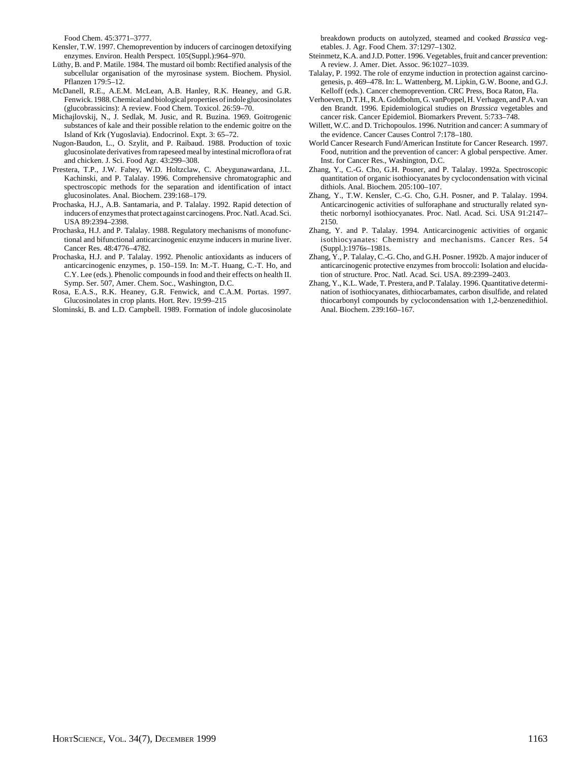Food Chem. 45:3771–3777.

Kensler, T.W. 1997. Chemoprevention by inducers of carcinogen detoxifying enzymes. Environ. Health Perspect. 105(Suppl.):964–970.

Lüthy, B. and P. Matile. 1984. The mustard oil bomb: Rectified analysis of the subcellular organisation of the myrosinase system. Biochem. Physiol. Pflanzen 179:5–12.

McDanell, R.E., A.E.M. McLean, A.B. Hanley, R.K. Heaney, and G.R. Fenwick. 1988. Chemical and biological properties of indole glucosinolates (glucobrassicins): A review. Food Chem. Toxicol. 26:59–70.

Michajlovskij, N., J. Sedlak, M. Jusic, and R. Buzina. 1969. Goitrogenic substances of kale and their possible relation to the endemic goitre on the Island of Krk (Yugoslavia). Endocrinol. Expt. 3: 65–72.

Nugon-Baudon, L., O. Szylit, and P. Raibaud. 1988. Production of toxic glucosinolate derivatives from rapeseed meal by intestinal microflora of rat and chicken. J. Sci. Food Agr. 43:299–308.

Prestera, T.P., J.W. Fahey, W.D. Holtzclaw, C. Abeygunawardana, J.L. Kachinski, and P. Talalay. 1996. Comprehensive chromatographic and spectroscopic methods for the separation and identification of intact glucosinolates. Anal. Biochem. 239:168–179.

Prochaska, H.J., A.B. Santamaria, and P. Talalay. 1992. Rapid detection of inducers of enzymes that protect against carcinogens. Proc. Natl. Acad. Sci. USA 89:2394–2398.

Prochaska, H.J. and P. Talalay. 1988. Regulatory mechanisms of monofunctional and bifunctional anticarcinogenic enzyme inducers in murine liver. Cancer Res. 48:4776–4782.

Prochaska, H.J. and P. Talalay. 1992. Phenolic antioxidants as inducers of anticarcinogenic enzymes, p. 150–159. In: M.-T. Huang, C.-T. Ho, and C.Y. Lee (eds.). Phenolic compounds in food and their effects on health II. Symp. Ser. 507, Amer. Chem. Soc., Washington, D.C.

Rosa, E.A.S., R.K. Heaney, G.R. Fenwick, and C.A.M. Portas. 1997. Glucosinolates in crop plants. Hort. Rev. 19:99–215

Slominski, B. and L.D. Campbell. 1989. Formation of indole glucosinolate breakdown products on autolyzed, steamed and cooked *Brassica* vegetables. J. Agr. Food Chem. 37:1297–1302.

Steinmetz, K.A. and J.D. Potter. 1996. Vegetables, fruit and cancer prevention: A review. J. Amer. Diet. Assoc. 96:1027–1039.

Talalay, P. 1992. The role of enzyme induction in protection against carcinogenesis, p. 469–478. In: L. Wattenberg, M. Lipkin, G.W. Boone, and G.J. Kelloff (eds.). Cancer chemoprevention. CRC Press, Boca Raton, Fla.

Verhoeven, D.T.H., R.A. Goldbohm, G. vanPoppel, H. Verhagen, and P.A. van den Brandt. 1996. Epidemiological studies on *Brassica* vegetables and cancer risk. Cancer Epidemiol. Biomarkers Prevent. 5:733–748.

Willett, W.C. and D. Trichopoulos. 1996. Nutrition and cancer: A summary of the evidence. Cancer Causes Control 7:178–180.

World Cancer Research Fund/American Institute for Cancer Research. 1997. Food, nutrition and the prevention of cancer: A global perspective. Amer. Inst. for Cancer Res., Washington, D.C.

Zhang, Y., C.-G. Cho, G.H. Posner, and P. Talalay. 1992a. Spectroscopic quantitation of organic isothiocyanates by cyclocondensation with vicinal dithiols. Anal. Biochem. 205:100–107.

Zhang, Y., T.W. Kensler, C.-G. Cho, G.H. Posner, and P. Talalay. 1994. Anticarcinogenic activities of sulforaphane and structurally related synthetic norbornyl isothiocyanates. Proc. Natl. Acad. Sci. USA 91:2147–2150.

Zhang, Y. and P. Talalay. 1994. Anticarcinogenic activities of organic isothiocyanates: Chemistry and mechanisms. Cancer Res. 54 (Suppl.):1976s–1981s.

Zhang, Y., P. Talalay, C.-G. Cho, and G.H. Posner. 1992b. A major inducer of anticarcinogenic protective enzymes from broccoli: Isolation and elucidation of structure. Proc. Natl. Acad. Sci. USA. 89:2399–2403.

Zhang, Y., K.L. Wade, T. Prestera, and P. Talalay. 1996. Quantitative determination of isothiocyanates, dithiocarbamates, carbon disulfide, and related thiocarbonyl compounds by cyclocondensation with 1,2-benzenedithiol. Anal. Biochem. 239:160–167.